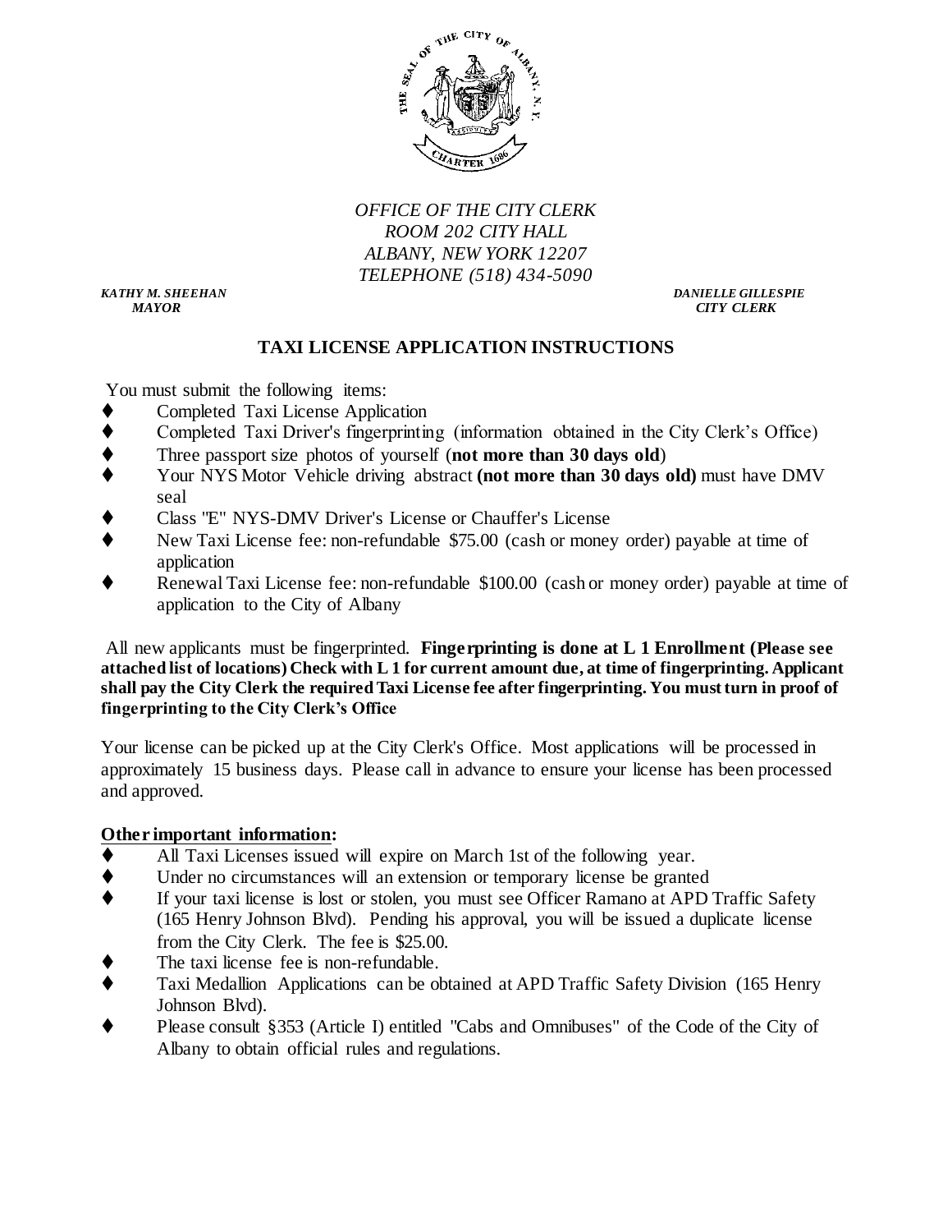*OFFICE OF THE CITY CLERK*
*ROOM 202 CITY HALL*
*ALBANY, NEW YORK 12207*
*TELEPHONE (518) 434-5090*

***KATHY M. SHEEHAN***
***MAYOR***

***DANIELLE GILLESPIE***
***CITY CLERK***

## TAXI LICENSE APPLICATION INSTRUCTIONS

You must submit the following items:

- Completed Taxi License Application
- Completed Taxi Driver's fingerprinting (information obtained in the City Clerk's Office)
- Three passport size photos of yourself (**not more than 30 days old**)
- Your NYS Motor Vehicle driving abstract **(not more than 30 days old)** must have DMV seal
- Class "E" NYS-DMV Driver's License or Chauffer's License
- New Taxi License fee: non-refundable $75.00 (cash or money order) payable at time of application
- Renewal Taxi License fee: non-refundable $100.00 (cash or money order) payable at time of application to the City of Albany

All new applicants must be fingerprinted. **Fingerprinting is done at L 1 Enrollment (Please see attached list of locations) Check with L 1 for current amount due, at time of fingerprinting. Applicant shall pay the City Clerk the required Taxi License fee after fingerprinting. You must turn in proof of fingerprinting to the City Clerk's Office**

Your license can be picked up at the City Clerk's Office. Most applications will be processed in approximately 15 business days. Please call in advance to ensure your license has been processed and approved.

**<u>Other important information</u>:**

- All Taxi Licenses issued will expire on March 1st of the following year.
- Under no circumstances will an extension or temporary license be granted
- If your taxi license is lost or stolen, you must see Officer Ramano at APD Traffic Safety (165 Henry Johnson Blvd). Pending his approval, you will be issued a duplicate license from the City Clerk. The fee is $25.00.
- The taxi license fee is non-refundable.
- Taxi Medallion Applications can be obtained at APD Traffic Safety Division (165 Henry Johnson Blvd).
- Please consult §353 (Article I) entitled "Cabs and Omnibuses" of the Code of the City of Albany to obtain official rules and regulations.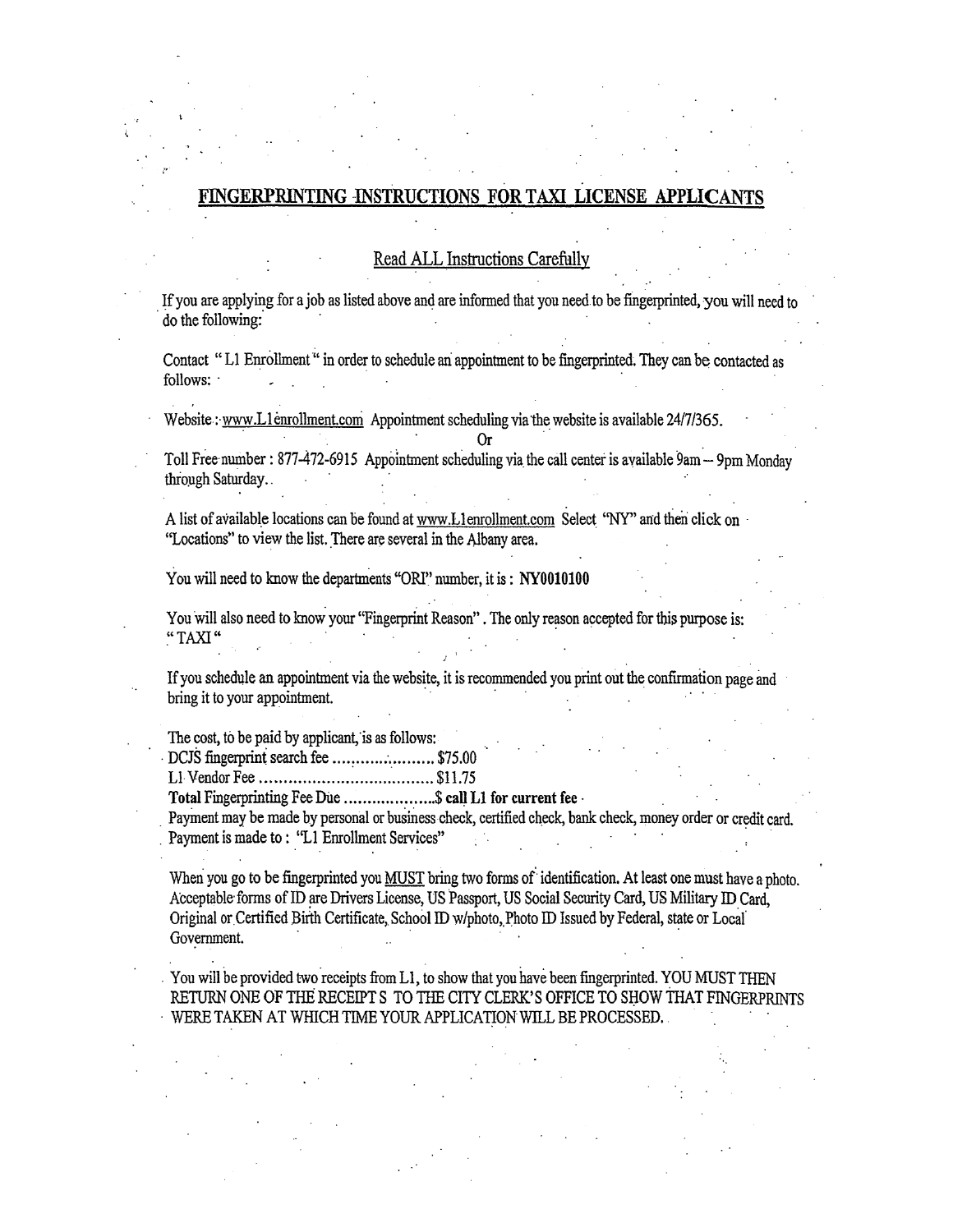## FINGERPRINTING INSTRUCTIONS FOR TAXI LICENSE APPLICANTS

### Read ALL Instructions Carefully

If you are applying for a job as listed above and are informed that you need to be fingerprinted, you will need to do the following:

Contact " L1 Enrollment " in order to schedule an appointment to be fingerprinted. They can be contacted as follows:

Website : www.L1enrollment.com Appointment scheduling via the website is available 24/7/365.

Or

Toll Free number : 877-472-6915 Appointment scheduling via the call center is available 9am – 9pm Monday through Saturday.

A list of available locations can be found at www.L1enrollment.com Select "NY" and then click on "Locations" to view the list. There are several in the Albany area.

You will need to know the departments "ORI" number, it is : **NY0010100**

You will also need to know your "Fingerprint Reason". The only reason accepted for this purpose is: " TAXI "

If you schedule an appointment via the website, it is recommended you print out the confirmation page and bring it to your appointment.

The cost, to be paid by applicant, is as follows:

DCJS fingerprint search fee .................... $75.00

L1 Vendor Fee .................................... $11.75

**Total** Fingerprinting Fee Due ....................$ **call L1 for current fee**

Payment may be made by personal or business check, certified check, bank check, money order or credit card. Payment is made to : "L1 Enrollment Services"

When you go to be fingerprinted you MUST bring two forms of identification. At least one must have a photo. Acceptable forms of ID are Drivers License, US Passport, US Social Security Card, US Military ID Card, Original or Certified Birth Certificate, School ID w/photo, Photo ID Issued by Federal, state or Local Government.

You will be provided two receipts from L1, to show that you have been fingerprinted. YOU MUST THEN RETURN ONE OF THE RECEIPT S TO THE CITY CLERK'S OFFICE TO SHOW THAT FINGERPRINTS WERE TAKEN AT WHICH TIME YOUR APPLICATION WILL BE PROCESSED.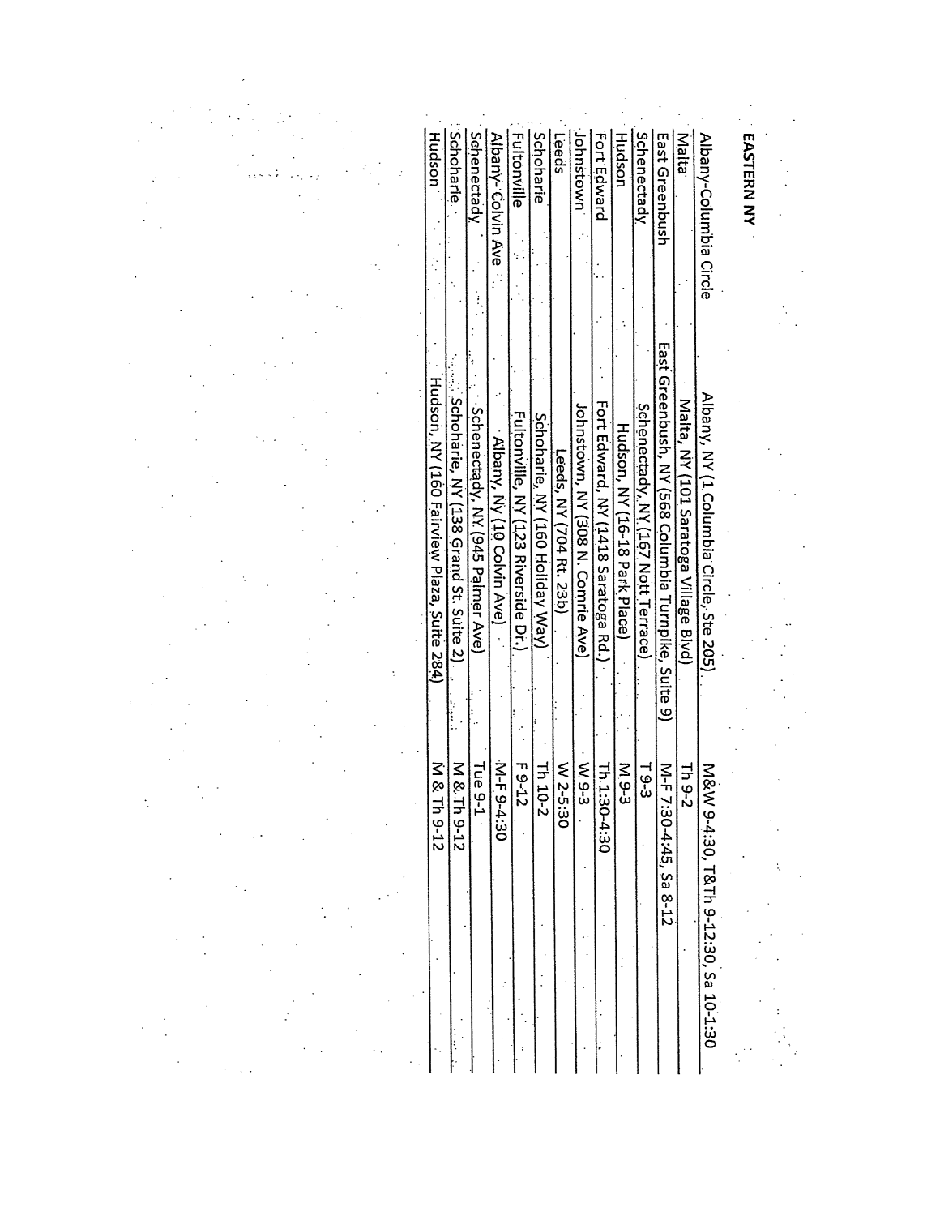**EASTERN NY**

| | | |
|---|---|---|
| Albany-Columbia Circle | Albany, NY (1 Columbia Circle, Ste 205) | M&W 9-4:30, T&Th 9-12:30, Sa 10-1:30 |
| Malta | Malta, NY (101 Saratoga Village Blvd) | Th 9-2 |
| East Greenbush | East Greenbush, NY (568 Columbia Turnpike, Suite 9) | M-F 7:30-4:45, Sa 8-12 |
| Schenectady | Schenectady, NY (167 Nott Terrace) | T 9-3 |
| Hudson | Hudson, NY (16-18 Park Place) | M 9-3 |
| Fort Edward | Fort Edward, NY (1418 Saratoga Rd.) | Th. 1:30-4:30 |
| Johnstown | Johnstown, NY (308 N. Comrie Ave) | W 9-3 |
| Leeds | Leeds, NY (704 Rt. 23b) | W 2-5:30 |
| Schoharie | Schoharie, NY (160 Holiday Way) | Th 10-2 |
| Fultonville | Fultonville, NY (123 Riverside Dr.) | F 9-12 |
| Albany- Colvin Ave | Albany, Ny (10 Colvin Ave) | M-F 9-4:30 |
| Schenectady | Schenectady, NY (945 Palmer Ave) | Tue 9-1 |
| Schoharie | Schoharie, NY (138 Grand St. Suite 2) | M & Th 9-12 |
| Hudson | Hudson, NY (160 Fairview Plaza, Suite 284) | M & Th 9-12 |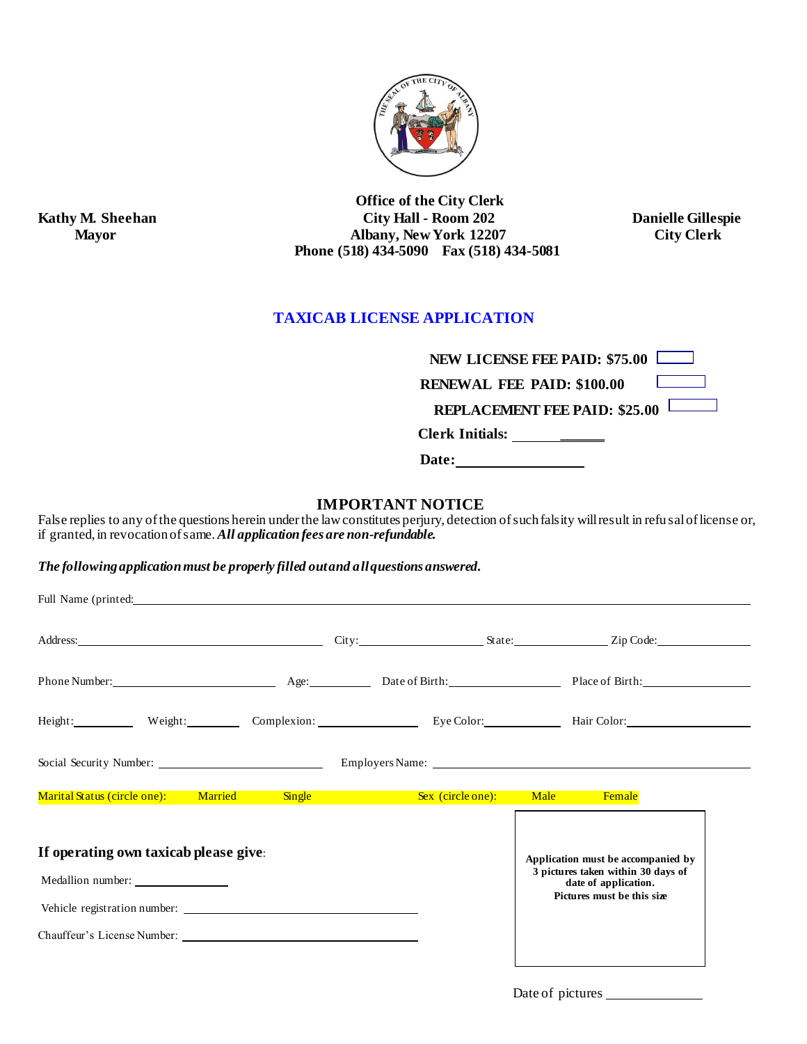**Office of the City Clerk**
**City Hall - Room 202**
**Albany, New York 12207**
**Phone (518) 434-5090 Fax (518) 434-5081**

**Kathy M. Sheehan**
**Mayor**

**Danielle Gillespie**
**City Clerk**

## TAXICAB LICENSE APPLICATION

**NEW LICENSE FEE PAID: $75.00** ☐

**RENEWAL FEE PAID: $100.00** ☐

**REPLACEMENT FEE PAID: $25.00** ☐

**Clerk Initials:** ____________

**Date:** ________________

### IMPORTANT NOTICE

False replies to any of the questions herein under the law constitutes perjury, detection of such falsity will result in refusal of license or, if granted, in revocation of same. ***All application fees are non-refundable.***

***The following application must be properly filled out and all questions answered.***

Full Name (printed: ______________________________________________

Address: ______________________ City: ______________ State: ____________ Zip Code: ____________

Phone Number: __________________ Age: ________ Date of Birth: ______________ Place of Birth: ______________

Height: ________ Weight: ________ Complexion: ____________ Eye Color: __________ Hair Color: ______________

Social Security Number: ____________________ Employers Name: ______________________________

Marital Status (circle one): Married Single Sex (circle one): Male Female

**If operating own taxicab please give**:

Medallion number: ____________

Vehicle registration number: ______________________________

Chauffeur's License Number: ______________________________

**Application must be accompanied by 3 pictures taken within 30 days of date of application. Pictures must be this size**

Date of pictures ____________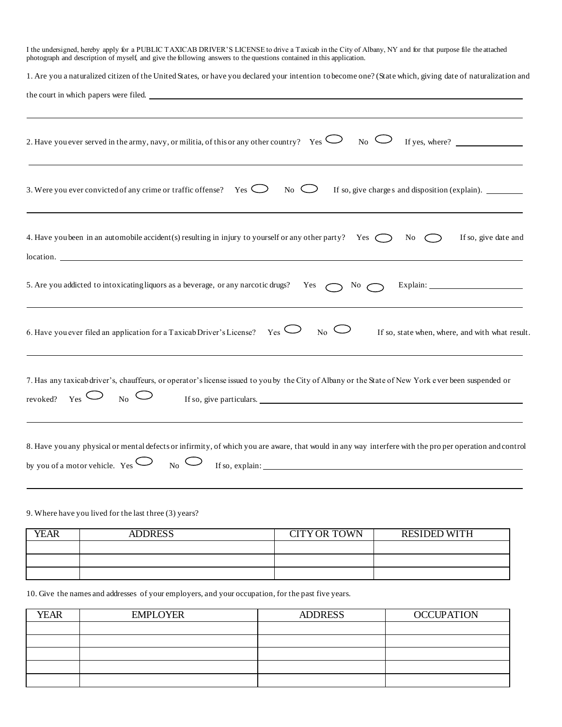I the undersigned, hereby apply for a PUBLIC TAXICAB DRIVER'S LICENSE to drive a Taxicab in the City of Albany, NY and for that purpose file the attached photograph and description of myself, and give the following answers to the questions contained in this application.

1. Are you a naturalized citizen of the United States, or have you declared your intention to become one? (State which, giving date of naturalization and the court in which papers were filed. ______________________________

______________________________

2. Have you ever served in the army, navy, or militia, of this or any other country? Yes ◯ No ◯ If yes, where? ______________

______________________________

3. Were you ever convicted of any crime or traffic offense? Yes ◯ No ◯ If so, give charges and disposition (explain). ________

______________________________

4. Have you been in an automobile accident(s) resulting in injury to yourself or any other party? Yes ◯ No ◯ If so, give date and location. ______________________________

5. Are you addicted to intoxicating liquors as a beverage, or any narcotic drugs? Yes ◯ No ◯ Explain: ______________

______________________________

6. Have you ever filed an application for a Taxicab Driver's License? Yes ◯ No ◯ If so, state when, where, and with what result.

______________________________

7. Has any taxicab driver's, chauffeurs, or operator's license issued to you by the City of Albany or the State of New York ever been suspended or revoked? Yes ◯ No ◯ If so, give particulars. ______________________________

______________________________

8. Have you any physical or mental defects or infirmity, of which you are aware, that would in any way interfere with the proper operation and control by you of a motor vehicle. Yes ◯ No ◯ If so, explain: ______________________________

______________________________

9. Where have you lived for the last three (3) years?

| YEAR | ADDRESS | CITY OR TOWN | RESIDED WITH |
|---|---|---|---|
| | | | |
| | | | |
| | | | |

10. Give the names and addresses of your employers, and your occupation, for the past five years.

| YEAR | EMPLOYER | ADDRESS | OCCUPATION |
|---|---|---|---|
| | | | |
| | | | |
| | | | |
| | | | |
| | | | |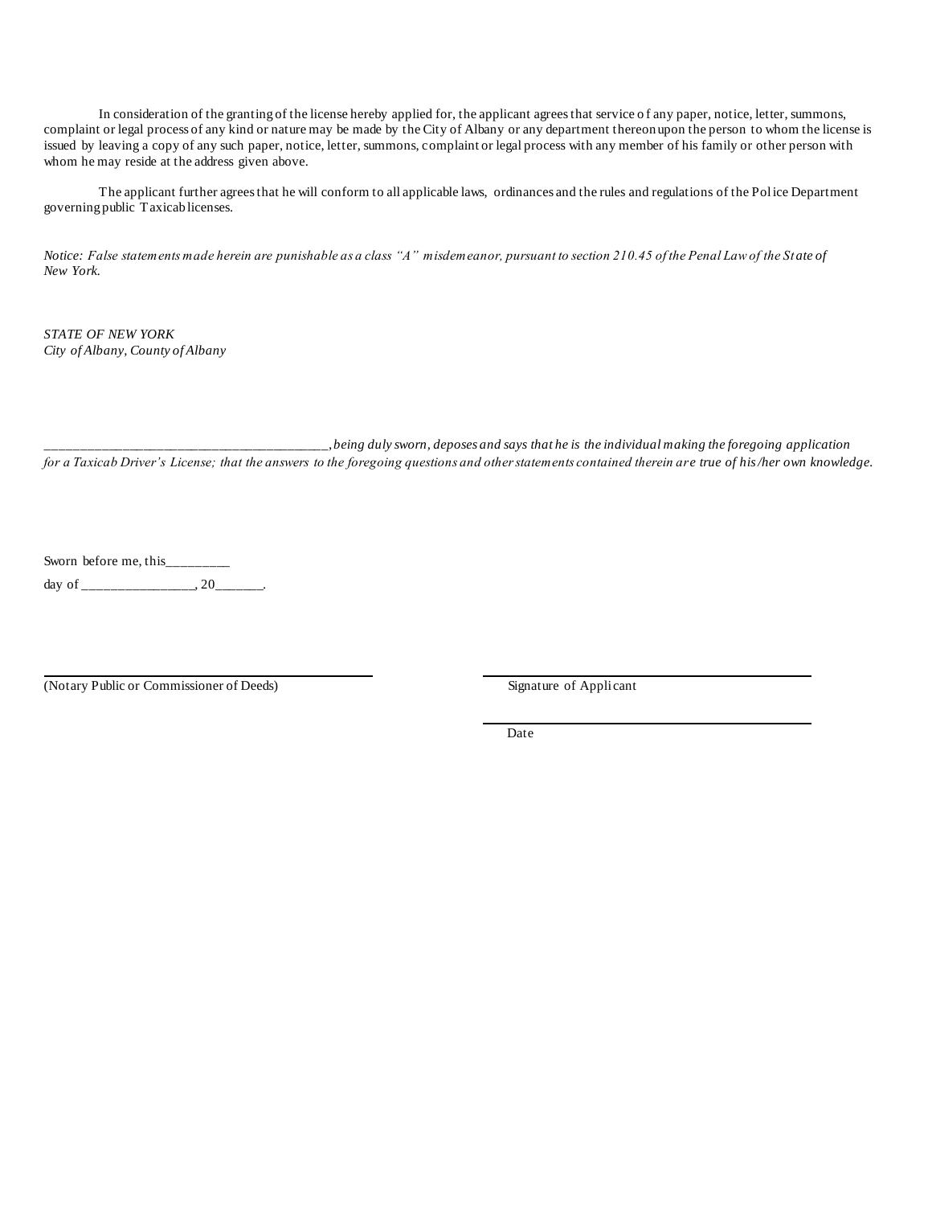In consideration of the granting of the license hereby applied for, the applicant agrees that service of any paper, notice, letter, summons, complaint or legal process of any kind or nature may be made by the City of Albany or any department thereon upon the person to whom the license is issued by leaving a copy of any such paper, notice, letter, summons, complaint or legal process with any member of his family or other person with whom he may reside at the address given above.

The applicant further agrees that he will conform to all applicable laws, ordinances and the rules and regulations of the Police Department governing public Taxicab licenses.

*Notice: False statements made herein are punishable as a class "A" misdemeanor, pursuant to section 210.45 of the Penal Law of the State of New York.*

*STATE OF NEW YORK*
*City of Albany, County of Albany*

__________________________________________, *being duly sworn, deposes and says that he is the individual making the foregoing application for a Taxicab Driver's License; that the answers to the foregoing questions and other statements contained therein are true of his/her own knowledge.*

Sworn before me, this__________

day of _________________, 20_______.

______________________________________ ______________________________________

(Notary Public or Commissioner of Deeds) Signature of Applicant

______________________________________

Date